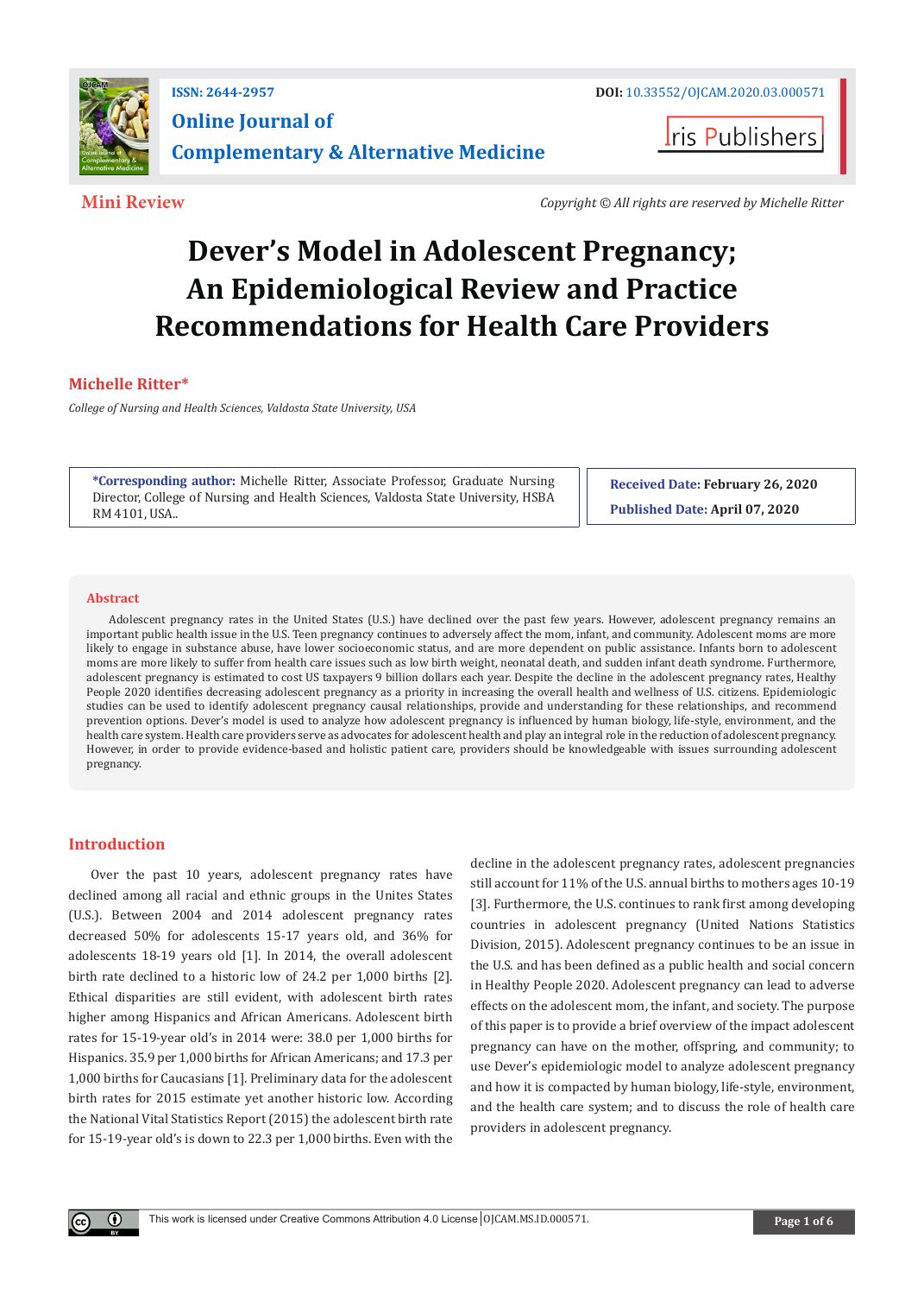ISSN: 2644-2957

**Online Journal of Complementary & Alternative Medicine**

DOI: 10.33552/OJCAM.2020.03.000571

Iris Publishers

**Mini Review**

*Copyright © All rights are reserved by Michelle Ritter*

# Dever's Model in Adolescent Pregnancy; An Epidemiological Review and Practice Recommendations for Health Care Providers

**Michelle Ritter***

*College of Nursing and Health Sciences, Valdosta State University, USA*

**\*Corresponding author:** Michelle Ritter, Associate Professor, Graduate Nursing Director, College of Nursing and Health Sciences, Valdosta State University, HSBA RM 4101, USA..

**Received Date:** February 26, 2020

**Published Date:** April 07, 2020

## Abstract

Adolescent pregnancy rates in the United States (U.S.) have declined over the past few years. However, adolescent pregnancy remains an important public health issue in the U.S. Teen pregnancy continues to adversely affect the mom, infant, and community. Adolescent moms are more likely to engage in substance abuse, have lower socioeconomic status, and are more dependent on public assistance. Infants born to adolescent moms are more likely to suffer from health care issues such as low birth weight, neonatal death, and sudden infant death syndrome. Furthermore, adolescent pregnancy is estimated to cost US taxpayers 9 billion dollars each year. Despite the decline in the adolescent pregnancy rates, Healthy People 2020 identifies decreasing adolescent pregnancy as a priority in increasing the overall health and wellness of U.S. citizens. Epidemiologic studies can be used to identify adolescent pregnancy causal relationships, provide and understanding for these relationships, and recommend prevention options. Dever's model is used to analyze how adolescent pregnancy is influenced by human biology, life-style, environment, and the health care system. Health care providers serve as advocates for adolescent health and play an integral role in the reduction of adolescent pregnancy. However, in order to provide evidence-based and holistic patient care, providers should be knowledgeable with issues surrounding adolescent pregnancy.

## Introduction

Over the past 10 years, adolescent pregnancy rates have declined among all racial and ethnic groups in the Unites States (U.S.). Between 2004 and 2014 adolescent pregnancy rates decreased 50% for adolescents 15-17 years old, and 36% for adolescents 18-19 years old [1]. In 2014, the overall adolescent birth rate declined to a historic low of 24.2 per 1,000 births [2]. Ethical disparities are still evident, with adolescent birth rates higher among Hispanics and African Americans. Adolescent birth rates for 15-19-year old's in 2014 were: 38.0 per 1,000 births for Hispanics. 35.9 per 1,000 births for African Americans; and 17.3 per 1,000 births for Caucasians [1]. Preliminary data for the adolescent birth rates for 2015 estimate yet another historic low. According the National Vital Statistics Report (2015) the adolescent birth rate for 15-19-year old's is down to 22.3 per 1,000 births. Even with the decline in the adolescent pregnancy rates, adolescent pregnancies still account for 11% of the U.S. annual births to mothers ages 10-19 [3]. Furthermore, the U.S. continues to rank first among developing countries in adolescent pregnancy (United Nations Statistics Division, 2015). Adolescent pregnancy continues to be an issue in the U.S. and has been defined as a public health and social concern in Healthy People 2020. Adolescent pregnancy can lead to adverse effects on the adolescent mom, the infant, and society. The purpose of this paper is to provide a brief overview of the impact adolescent pregnancy can have on the mother, offspring, and community; to use Dever's epidemiologic model to analyze adolescent pregnancy and how it is compacted by human biology, life-style, environment, and the health care system; and to discuss the role of health care providers in adolescent pregnancy.

This work is licensed under Creative Commons Attribution 4.0 License | OJCAM.MS.ID.000571.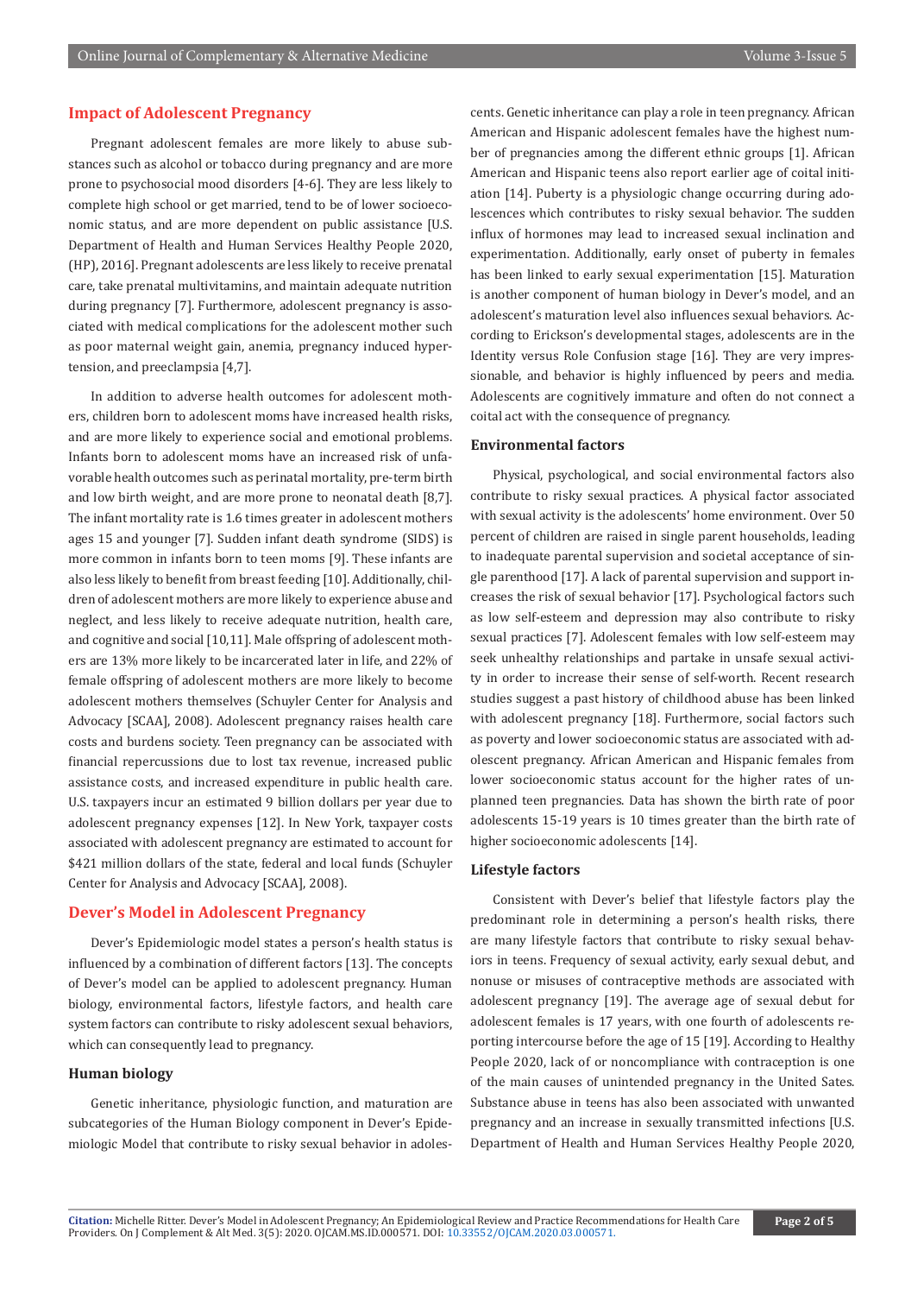## Impact of Adolescent Pregnancy

Pregnant adolescent females are more likely to abuse substances such as alcohol or tobacco during pregnancy and are more prone to psychosocial mood disorders [4-6]. They are less likely to complete high school or get married, tend to be of lower socioeconomic status, and are more dependent on public assistance [U.S. Department of Health and Human Services Healthy People 2020, (HP), 2016]. Pregnant adolescents are less likely to receive prenatal care, take prenatal multivitamins, and maintain adequate nutrition during pregnancy [7]. Furthermore, adolescent pregnancy is associated with medical complications for the adolescent mother such as poor maternal weight gain, anemia, pregnancy induced hypertension, and preeclampsia [4,7].

In addition to adverse health outcomes for adolescent mothers, children born to adolescent moms have increased health risks, and are more likely to experience social and emotional problems. Infants born to adolescent moms have an increased risk of unfavorable health outcomes such as perinatal mortality, pre-term birth and low birth weight, and are more prone to neonatal death [8,7]. The infant mortality rate is 1.6 times greater in adolescent mothers ages 15 and younger [7]. Sudden infant death syndrome (SIDS) is more common in infants born to teen moms [9]. These infants are also less likely to benefit from breast feeding [10]. Additionally, children of adolescent mothers are more likely to experience abuse and neglect, and less likely to receive adequate nutrition, health care, and cognitive and social [10,11]. Male offspring of adolescent mothers are 13% more likely to be incarcerated later in life, and 22% of female offspring of adolescent mothers are more likely to become adolescent mothers themselves (Schuyler Center for Analysis and Advocacy [SCAA], 2008). Adolescent pregnancy raises health care costs and burdens society. Teen pregnancy can be associated with financial repercussions due to lost tax revenue, increased public assistance costs, and increased expenditure in public health care. U.S. taxpayers incur an estimated 9 billion dollars per year due to adolescent pregnancy expenses [12]. In New York, taxpayer costs associated with adolescent pregnancy are estimated to account for $421 million dollars of the state, federal and local funds (Schuyler Center for Analysis and Advocacy [SCAA], 2008).

## Dever's Model in Adolescent Pregnancy

Dever's Epidemiologic model states a person's health status is influenced by a combination of different factors [13]. The concepts of Dever's model can be applied to adolescent pregnancy. Human biology, environmental factors, lifestyle factors, and health care system factors can contribute to risky adolescent sexual behaviors, which can consequently lead to pregnancy.

### Human biology

Genetic inheritance, physiologic function, and maturation are subcategories of the Human Biology component in Dever's Epidemiologic Model that contribute to risky sexual behavior in adolescents. Genetic inheritance can play a role in teen pregnancy. African American and Hispanic adolescent females have the highest number of pregnancies among the different ethnic groups [1]. African American and Hispanic teens also report earlier age of coital initiation [14]. Puberty is a physiologic change occurring during adolescences which contributes to risky sexual behavior. The sudden influx of hormones may lead to increased sexual inclination and experimentation. Additionally, early onset of puberty in females has been linked to early sexual experimentation [15]. Maturation is another component of human biology in Dever's model, and an adolescent's maturation level also influences sexual behaviors. According to Erickson's developmental stages, adolescents are in the Identity versus Role Confusion stage [16]. They are very impressionable, and behavior is highly influenced by peers and media. Adolescents are cognitively immature and often do not connect a coital act with the consequence of pregnancy.

### Environmental factors

Physical, psychological, and social environmental factors also contribute to risky sexual practices. A physical factor associated with sexual activity is the adolescents' home environment. Over 50 percent of children are raised in single parent households, leading to inadequate parental supervision and societal acceptance of single parenthood [17]. A lack of parental supervision and support increases the risk of sexual behavior [17]. Psychological factors such as low self-esteem and depression may also contribute to risky sexual practices [7]. Adolescent females with low self-esteem may seek unhealthy relationships and partake in unsafe sexual activity in order to increase their sense of self-worth. Recent research studies suggest a past history of childhood abuse has been linked with adolescent pregnancy [18]. Furthermore, social factors such as poverty and lower socioeconomic status are associated with adolescent pregnancy. African American and Hispanic females from lower socioeconomic status account for the higher rates of unplanned teen pregnancies. Data has shown the birth rate of poor adolescents 15-19 years is 10 times greater than the birth rate of higher socioeconomic adolescents [14].

### Lifestyle factors

Consistent with Dever's belief that lifestyle factors play the predominant role in determining a person's health risks, there are many lifestyle factors that contribute to risky sexual behaviors in teens. Frequency of sexual activity, early sexual debut, and nonuse or misuses of contraceptive methods are associated with adolescent pregnancy [19]. The average age of sexual debut for adolescent females is 17 years, with one fourth of adolescents reporting intercourse before the age of 15 [19]. According to Healthy People 2020, lack of or noncompliance with contraception is one of the main causes of unintended pregnancy in the United Sates. Substance abuse in teens has also been associated with unwanted pregnancy and an increase in sexually transmitted infections [U.S. Department of Health and Human Services Healthy People 2020,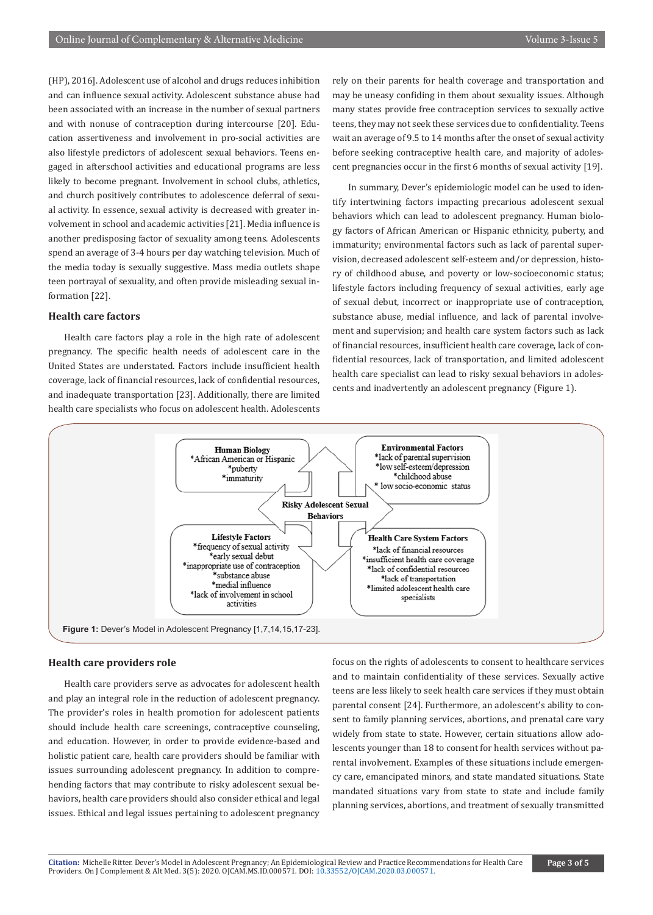(HP), 2016]. Adolescent use of alcohol and drugs reduces inhibition and can influence sexual activity. Adolescent substance abuse had been associated with an increase in the number of sexual partners and with nonuse of contraception during intercourse [20]. Education assertiveness and involvement in pro-social activities are also lifestyle predictors of adolescent sexual behaviors. Teens engaged in afterschool activities and educational programs are less likely to become pregnant. Involvement in school clubs, athletics, and church positively contributes to adolescence deferral of sexual activity. In essence, sexual activity is decreased with greater involvement in school and academic activities [21]. Media influence is another predisposing factor of sexuality among teens. Adolescents spend an average of 3-4 hours per day watching television. Much of the media today is sexually suggestive. Mass media outlets shape teen portrayal of sexuality, and often provide misleading sexual information [22].

### Health care factors

Health care factors play a role in the high rate of adolescent pregnancy. The specific health needs of adolescent care in the United States are understated. Factors include insufficient health coverage, lack of financial resources, lack of confidential resources, and inadequate transportation [23]. Additionally, there are limited health care specialists who focus on adolescent health. Adolescents rely on their parents for health coverage and transportation and may be uneasy confiding in them about sexuality issues. Although many states provide free contraception services to sexually active teens, they may not seek these services due to confidentiality. Teens wait an average of 9.5 to 14 months after the onset of sexual activity before seeking contraceptive health care, and majority of adolescent pregnancies occur in the first 6 months of sexual activity [19].

In summary, Dever's epidemiologic model can be used to identify intertwining factors impacting precarious adolescent sexual behaviors which can lead to adolescent pregnancy. Human biology factors of African American or Hispanic ethnicity, puberty, and immaturity; environmental factors such as lack of parental supervision, decreased adolescent self-esteem and/or depression, history of childhood abuse, and poverty or low-socioeconomic status; lifestyle factors including frequency of sexual activities, early age of sexual debut, incorrect or inappropriate use of contraception, substance abuse, medial influence, and lack of parental involvement and supervision; and health care system factors such as lack of financial resources, insufficient health care coverage, lack of confidential resources, lack of transportation, and limited adolescent health care specialist can lead to risky sexual behaviors in adolescents and inadvertently an adolescent pregnancy (Figure 1).

**Human Biology**
*African American or Hispanic
*puberty
*immaturity

**Environmental Factors**
*lack of parental supervision
*low self-esteem/depression
*childhood abuse
* low socio-economic status

**Risky Adolescent Sexual Behaviors**

**Lifestyle Factors**
*frequency of sexual activity
*early sexual debut
*inappropriate use of contraception
*substance abuse
*medial influence
*lack of involvement in school activities

**Health Care System Factors**
*lack of financial resources
*insufficient health care coverage
*lack of confidential resources
*lack of transportation
*limited adolescent health care specialists

**Figure 1:** Dever's Model in Adolescent Pregnancy [1,7,14,15,17-23].

### Health care providers role

Health care providers serve as advocates for adolescent health and play an integral role in the reduction of adolescent pregnancy. The provider's roles in health promotion for adolescent patients should include health care screenings, contraceptive counseling, and education. However, in order to provide evidence-based and holistic patient care, health care providers should be familiar with issues surrounding adolescent pregnancy. In addition to comprehending factors that may contribute to risky adolescent sexual behaviors, health care providers should also consider ethical and legal issues. Ethical and legal issues pertaining to adolescent pregnancy focus on the rights of adolescents to consent to healthcare services and to maintain confidentiality of these services. Sexually active teens are less likely to seek health care services if they must obtain parental consent [24]. Furthermore, an adolescent's ability to consent to family planning services, abortions, and prenatal care vary widely from state to state. However, certain situations allow adolescents younger than 18 to consent for health services without parental involvement. Examples of these situations include emergency care, emancipated minors, and state mandated situations. State mandated situations vary from state to state and include family planning services, abortions, and treatment of sexually transmitted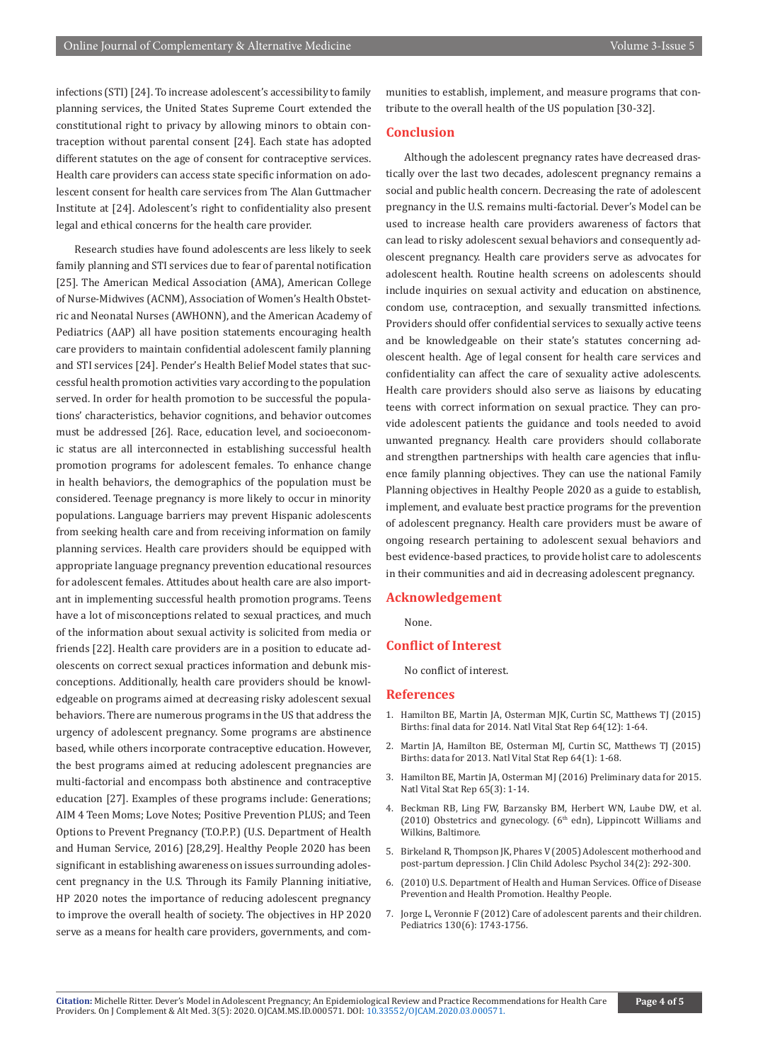infections (STI) [24]. To increase adolescent's accessibility to family planning services, the United States Supreme Court extended the constitutional right to privacy by allowing minors to obtain contraception without parental consent [24]. Each state has adopted different statutes on the age of consent for contraceptive services. Health care providers can access state specific information on adolescent consent for health care services from The Alan Guttmacher Institute at [24]. Adolescent's right to confidentiality also present legal and ethical concerns for the health care provider.

Research studies have found adolescents are less likely to seek family planning and STI services due to fear of parental notification [25]. The American Medical Association (AMA), American College of Nurse-Midwives (ACNM), Association of Women's Health Obstetric and Neonatal Nurses (AWHONN), and the American Academy of Pediatrics (AAP) all have position statements encouraging health care providers to maintain confidential adolescent family planning and STI services [24]. Pender's Health Belief Model states that successful health promotion activities vary according to the population served. In order for health promotion to be successful the populations' characteristics, behavior cognitions, and behavior outcomes must be addressed [26]. Race, education level, and socioeconomic status are all interconnected in establishing successful health promotion programs for adolescent females. To enhance change in health behaviors, the demographics of the population must be considered. Teenage pregnancy is more likely to occur in minority populations. Language barriers may prevent Hispanic adolescents from seeking health care and from receiving information on family planning services. Health care providers should be equipped with appropriate language pregnancy prevention educational resources for adolescent females. Attitudes about health care are also important in implementing successful health promotion programs. Teens have a lot of misconceptions related to sexual practices, and much of the information about sexual activity is solicited from media or friends [22]. Health care providers are in a position to educate adolescents on correct sexual practices information and debunk misconceptions. Additionally, health care providers should be knowledgeable on programs aimed at decreasing risky adolescent sexual behaviors. There are numerous programs in the US that address the urgency of adolescent pregnancy. Some programs are abstinence based, while others incorporate contraceptive education. However, the best programs aimed at reducing adolescent pregnancies are multi-factorial and encompass both abstinence and contraceptive education [27]. Examples of these programs include: Generations; AIM 4 Teen Moms; Love Notes; Positive Prevention PLUS; and Teen Options to Prevent Pregnancy (T.O.P.P.) (U.S. Department of Health and Human Service, 2016) [28,29]. Healthy People 2020 has been significant in establishing awareness on issues surrounding adolescent pregnancy in the U.S. Through its Family Planning initiative, HP 2020 notes the importance of reducing adolescent pregnancy to improve the overall health of society. The objectives in HP 2020 serve as a means for health care providers, governments, and communities to establish, implement, and measure programs that contribute to the overall health of the US population [30-32].

## Conclusion

Although the adolescent pregnancy rates have decreased drastically over the last two decades, adolescent pregnancy remains a social and public health concern. Decreasing the rate of adolescent pregnancy in the U.S. remains multi-factorial. Dever's Model can be used to increase health care providers awareness of factors that can lead to risky adolescent sexual behaviors and consequently adolescent pregnancy. Health care providers serve as advocates for adolescent health. Routine health screens on adolescents should include inquiries on sexual activity and education on abstinence, condom use, contraception, and sexually transmitted infections. Providers should offer confidential services to sexually active teens and be knowledgeable on their state's statutes concerning adolescent health. Age of legal consent for health care services and confidentiality can affect the care of sexuality active adolescents. Health care providers should also serve as liaisons by educating teens with correct information on sexual practice. They can provide adolescent patients the guidance and tools needed to avoid unwanted pregnancy. Health care providers should collaborate and strengthen partnerships with health care agencies that influence family planning objectives. They can use the national Family Planning objectives in Healthy People 2020 as a guide to establish, implement, and evaluate best practice programs for the prevention of adolescent pregnancy. Health care providers must be aware of ongoing research pertaining to adolescent sexual behaviors and best evidence-based practices, to provide holist care to adolescents in their communities and aid in decreasing adolescent pregnancy.

## Acknowledgement

None.

## Conflict of Interest

No conflict of interest.

## References

1. Hamilton BE, Martin JA, Osterman MJK, Curtin SC, Matthews TJ (2015) Births: final data for 2014. Natl Vital Stat Rep 64(12): 1-64.
2. Martin JA, Hamilton BE, Osterman MJ, Curtin SC, Matthews TJ (2015) Births: data for 2013. Natl Vital Stat Rep 64(1): 1-68.
3. Hamilton BE, Martin JA, Osterman MJ (2016) Preliminary data for 2015. Natl Vital Stat Rep 65(3): 1-14.
4. Beckman RB, Ling FW, Barzansky BM, Herbert WN, Laube DW, et al. (2010) Obstetrics and gynecology. (6th edn), Lippincott Williams and Wilkins, Baltimore.
5. Birkeland R, Thompson JK, Phares V (2005) Adolescent motherhood and post-partum depression. J Clin Child Adolesc Psychol 34(2): 292-300.
6. (2010) U.S. Department of Health and Human Services. Office of Disease Prevention and Health Promotion. Healthy People.
7. Jorge L, Veronnie F (2012) Care of adolescent parents and their children. Pediatrics 130(6): 1743-1756.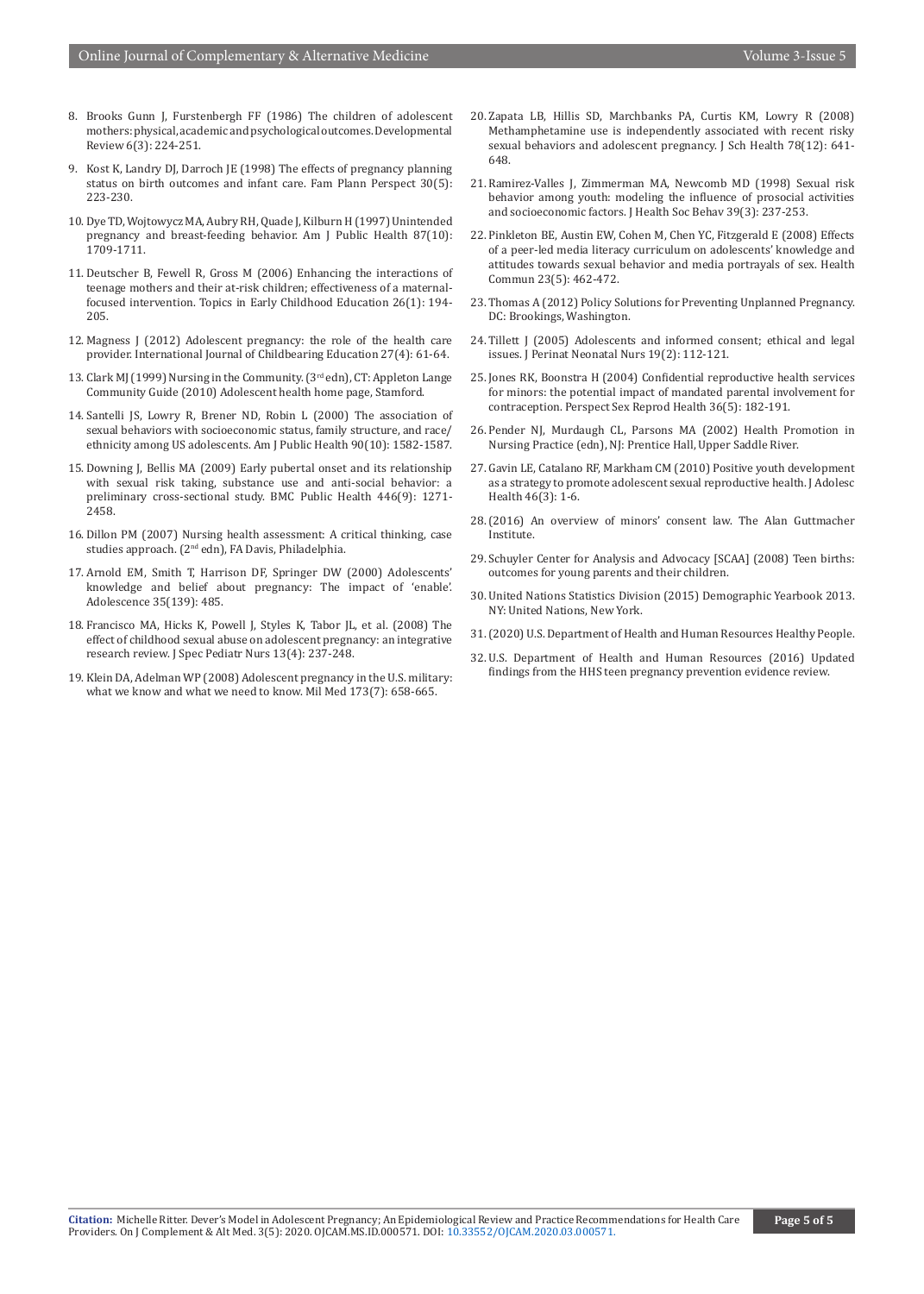8. Brooks Gunn J, Furstenbergh FF (1986) The children of adolescent mothers: physical, academic and psychological outcomes. Developmental Review 6(3): 224-251.
9. Kost K, Landry DJ, Darroch JE (1998) The effects of pregnancy planning status on birth outcomes and infant care. Fam Plann Perspect 30(5): 223-230.
10. Dye TD, Wojtowycz MA, Aubry RH, Quade J, Kilburn H (1997) Unintended pregnancy and breast-feeding behavior. Am J Public Health 87(10): 1709-1711.
11. Deutscher B, Fewell R, Gross M (2006) Enhancing the interactions of teenage mothers and their at-risk children; effectiveness of a maternal-focused intervention. Topics in Early Childhood Education 26(1): 194-205.
12. Magness J (2012) Adolescent pregnancy: the role of the health care provider. International Journal of Childbearing Education 27(4): 61-64.
13. Clark MJ (1999) Nursing in the Community. (3rd edn), CT: Appleton Lange Community Guide (2010) Adolescent health home page, Stamford.
14. Santelli JS, Lowry R, Brener ND, Robin L (2000) The association of sexual behaviors with socioeconomic status, family structure, and race/ethnicity among US adolescents. Am J Public Health 90(10): 1582-1587.
15. Downing J, Bellis MA (2009) Early pubertal onset and its relationship with sexual risk taking, substance use and anti-social behavior: a preliminary cross-sectional study. BMC Public Health 446(9): 1271-2458.
16. Dillon PM (2007) Nursing health assessment: A critical thinking, case studies approach. (2nd edn), FA Davis, Philadelphia.
17. Arnold EM, Smith T, Harrison DF, Springer DW (2000) Adolescents' knowledge and belief about pregnancy: The impact of 'enable'. Adolescence 35(139): 485.
18. Francisco MA, Hicks K, Powell J, Styles K, Tabor JL, et al. (2008) The effect of childhood sexual abuse on adolescent pregnancy: an integrative research review. J Spec Pediatr Nurs 13(4): 237-248.
19. Klein DA, Adelman WP (2008) Adolescent pregnancy in the U.S. military: what we know and what we need to know. Mil Med 173(7): 658-665.
20. Zapata LB, Hillis SD, Marchbanks PA, Curtis KM, Lowry R (2008) Methamphetamine use is independently associated with recent risky sexual behaviors and adolescent pregnancy. J Sch Health 78(12): 641-648.
21. Ramirez-Valles J, Zimmerman MA, Newcomb MD (1998) Sexual risk behavior among youth: modeling the influence of prosocial activities and socioeconomic factors. J Health Soc Behav 39(3): 237-253.
22. Pinkleton BE, Austin EW, Cohen M, Chen YC, Fitzgerald E (2008) Effects of a peer-led media literacy curriculum on adolescents' knowledge and attitudes towards sexual behavior and media portrayals of sex. Health Commun 23(5): 462-472.
23. Thomas A (2012) Policy Solutions for Preventing Unplanned Pregnancy. DC: Brookings, Washington.
24. Tillett J (2005) Adolescents and informed consent; ethical and legal issues. J Perinat Neonatal Nurs 19(2): 112-121.
25. Jones RK, Boonstra H (2004) Confidential reproductive health services for minors: the potential impact of mandated parental involvement for contraception. Perspect Sex Reprod Health 36(5): 182-191.
26. Pender NJ, Murdaugh CL, Parsons MA (2002) Health Promotion in Nursing Practice (edn), NJ: Prentice Hall, Upper Saddle River.
27. Gavin LE, Catalano RF, Markham CM (2010) Positive youth development as a strategy to promote adolescent sexual reproductive health. J Adolesc Health 46(3): 1-6.
28. (2016) An overview of minors' consent law. The Alan Guttmacher Institute.
29. Schuyler Center for Analysis and Advocacy [SCAA] (2008) Teen births: outcomes for young parents and their children.
30. United Nations Statistics Division (2015) Demographic Yearbook 2013. NY: United Nations, New York.
31. (2020) U.S. Department of Health and Human Resources Healthy People.
32. U.S. Department of Health and Human Resources (2016) Updated findings from the HHS teen pregnancy prevention evidence review.

**Citation:** Michelle Ritter. Dever's Model in Adolescent Pregnancy; An Epidemiological Review and Practice Recommendations for Health Care Providers. On J Complement & Alt Med. 3(5): 2020. OJCAM.MS.ID.000571. DOI: 10.33552/OJCAM.2020.03.000571.